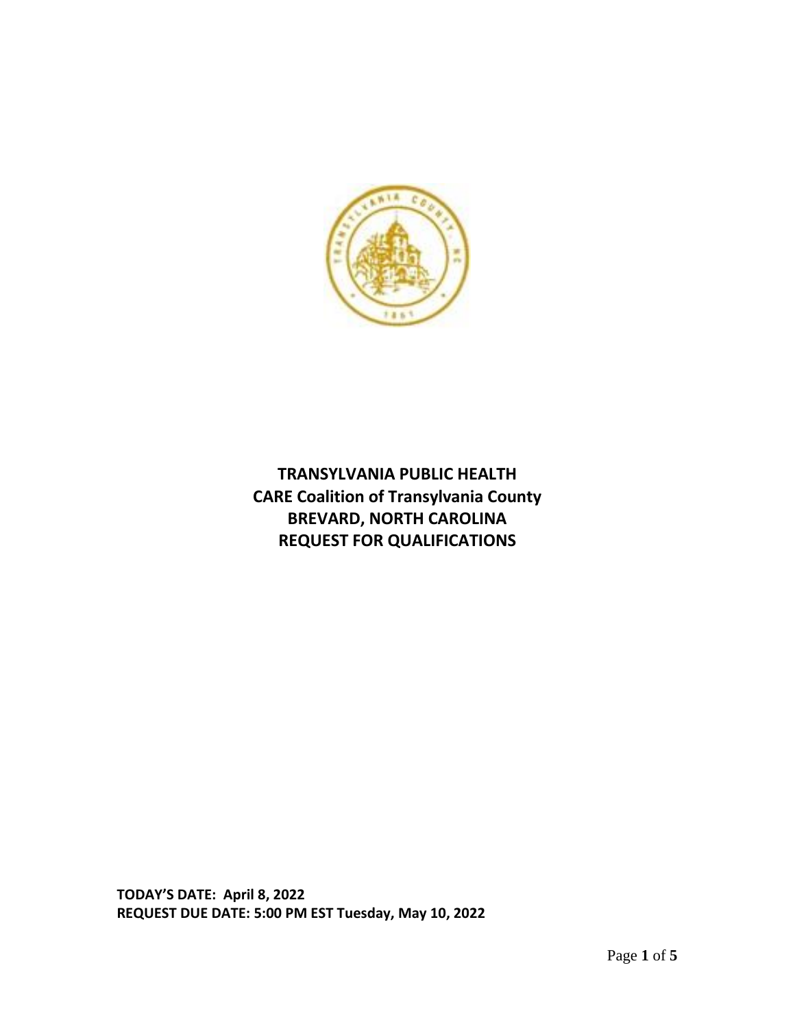# TRANSYLVANIA PUBLIC HEALTH
# CARE Coalition of Transylvania County
# BREVARD, NORTH CAROLINA
# REQUEST FOR QUALIFICATIONS

**TODAY'S DATE: April 8, 2022**
**REQUEST DUE DATE: 5:00 PM EST Tuesday, May 10, 2022**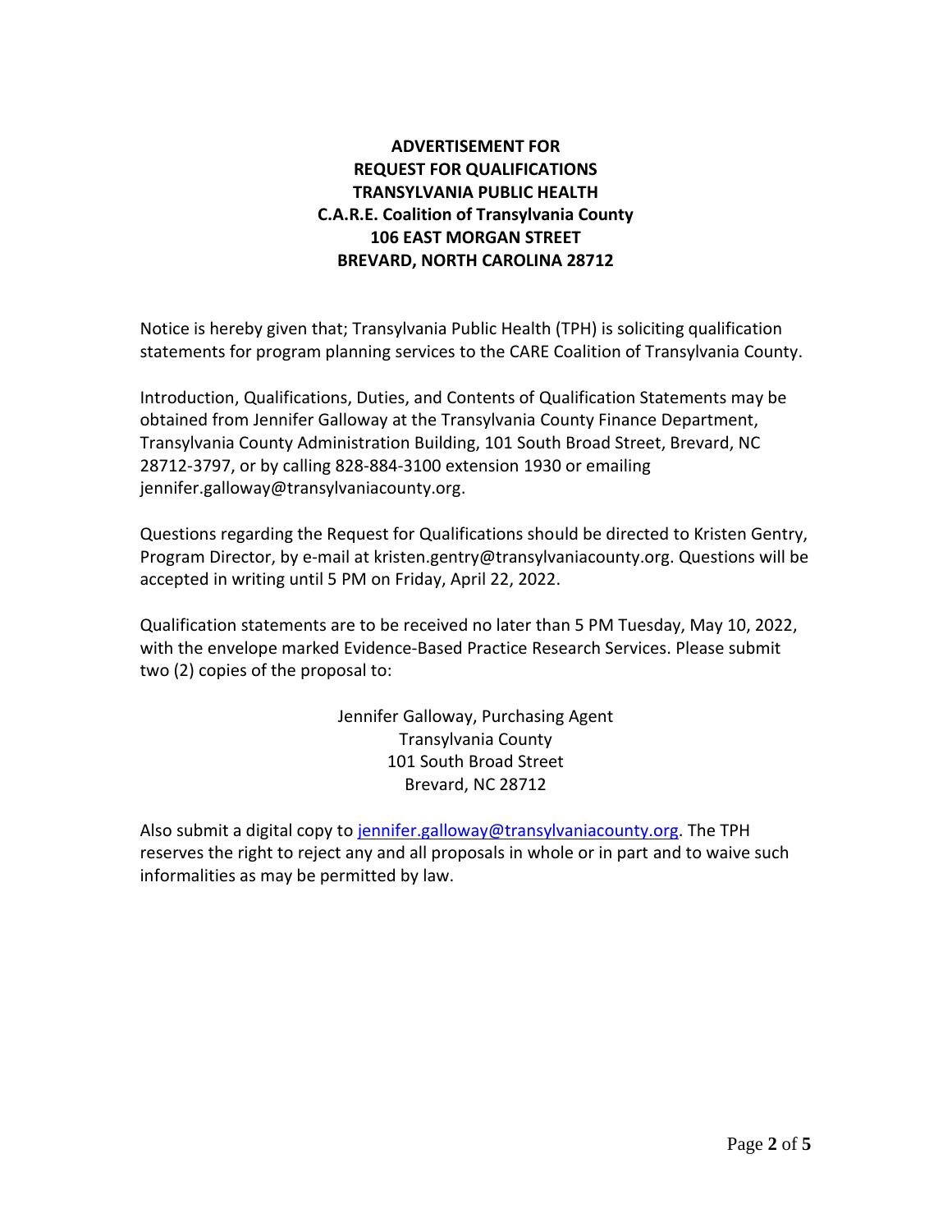**ADVERTISEMENT FOR**
**REQUEST FOR QUALIFICATIONS**
**TRANSYLVANIA PUBLIC HEALTH**
**C.A.R.E. Coalition of Transylvania County**
**106 EAST MORGAN STREET**
**BREVARD, NORTH CAROLINA 28712**

Notice is hereby given that; Transylvania Public Health (TPH) is soliciting qualification statements for program planning services to the CARE Coalition of Transylvania County.

Introduction, Qualifications, Duties, and Contents of Qualification Statements may be obtained from Jennifer Galloway at the Transylvania County Finance Department, Transylvania County Administration Building, 101 South Broad Street, Brevard, NC 28712-3797, or by calling 828-884-3100 extension 1930 or emailing jennifer.galloway@transylvaniacounty.org.

Questions regarding the Request for Qualifications should be directed to Kristen Gentry, Program Director, by e-mail at kristen.gentry@transylvaniacounty.org. Questions will be accepted in writing until 5 PM on Friday, April 22, 2022.

Qualification statements are to be received no later than 5 PM Tuesday, May 10, 2022, with the envelope marked Evidence-Based Practice Research Services. Please submit two (2) copies of the proposal to:

Jennifer Galloway, Purchasing Agent
Transylvania County
101 South Broad Street
Brevard, NC 28712

Also submit a digital copy to [jennifer.galloway@transylvaniacounty.org](mailto:jennifer.galloway@transylvaniacounty.org). The TPH reserves the right to reject any and all proposals in whole or in part and to waive such informalities as may be permitted by law.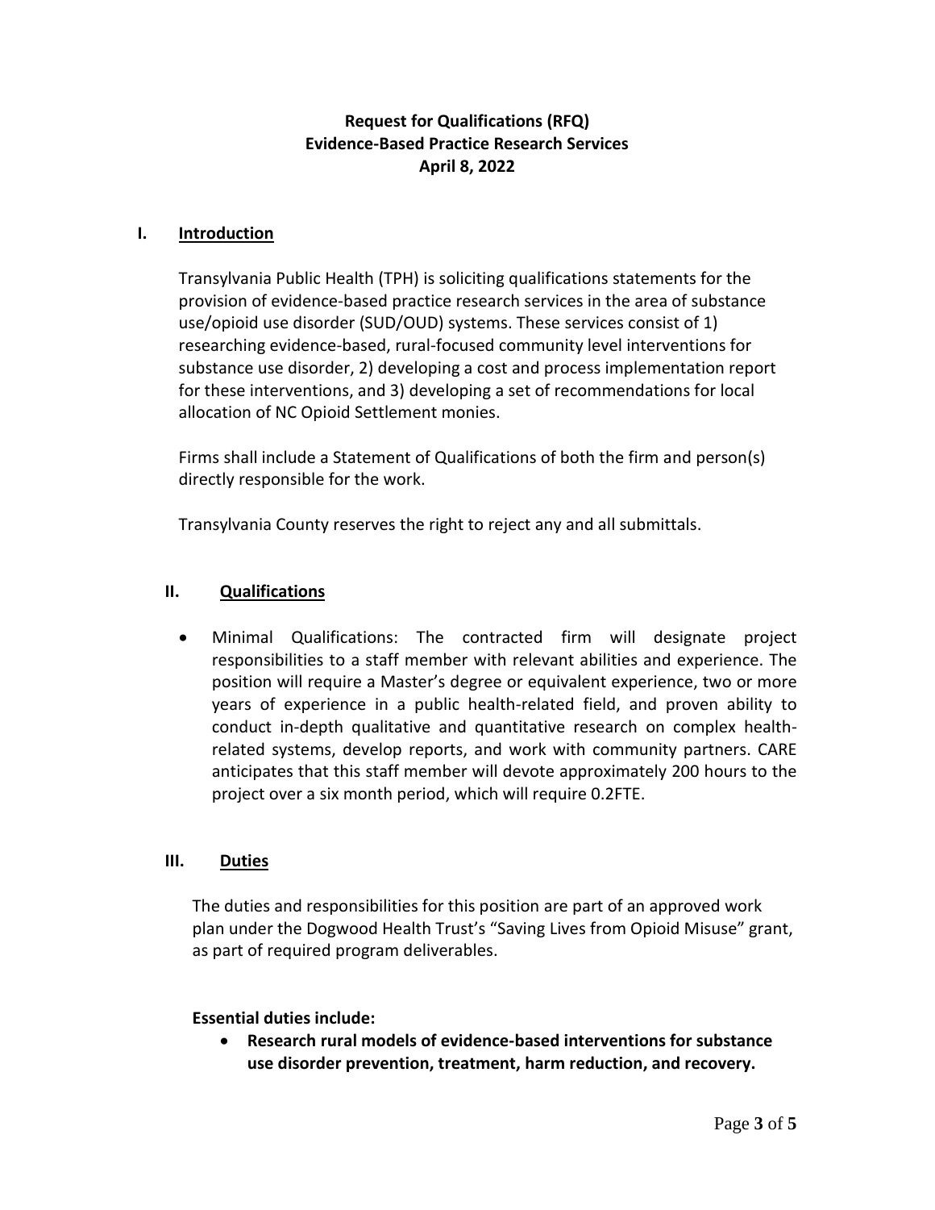**Request for Qualifications (RFQ)**
**Evidence-Based Practice Research Services**
**April 8, 2022**

## I. Introduction

Transylvania Public Health (TPH) is soliciting qualifications statements for the provision of evidence-based practice research services in the area of substance use/opioid use disorder (SUD/OUD) systems. These services consist of 1) researching evidence-based, rural-focused community level interventions for substance use disorder, 2) developing a cost and process implementation report for these interventions, and 3) developing a set of recommendations for local allocation of NC Opioid Settlement monies.

Firms shall include a Statement of Qualifications of both the firm and person(s) directly responsible for the work.

Transylvania County reserves the right to reject any and all submittals.

## II. Qualifications

- Minimal Qualifications: The contracted firm will designate project responsibilities to a staff member with relevant abilities and experience. The position will require a Master's degree or equivalent experience, two or more years of experience in a public health-related field, and proven ability to conduct in-depth qualitative and quantitative research on complex health-related systems, develop reports, and work with community partners. CARE anticipates that this staff member will devote approximately 200 hours to the project over a six month period, which will require 0.2FTE.

## III. Duties

The duties and responsibilities for this position are part of an approved work plan under the Dogwood Health Trust's "Saving Lives from Opioid Misuse" grant, as part of required program deliverables.

**Essential duties include:**

- **Research rural models of evidence-based interventions for substance use disorder prevention, treatment, harm reduction, and recovery.**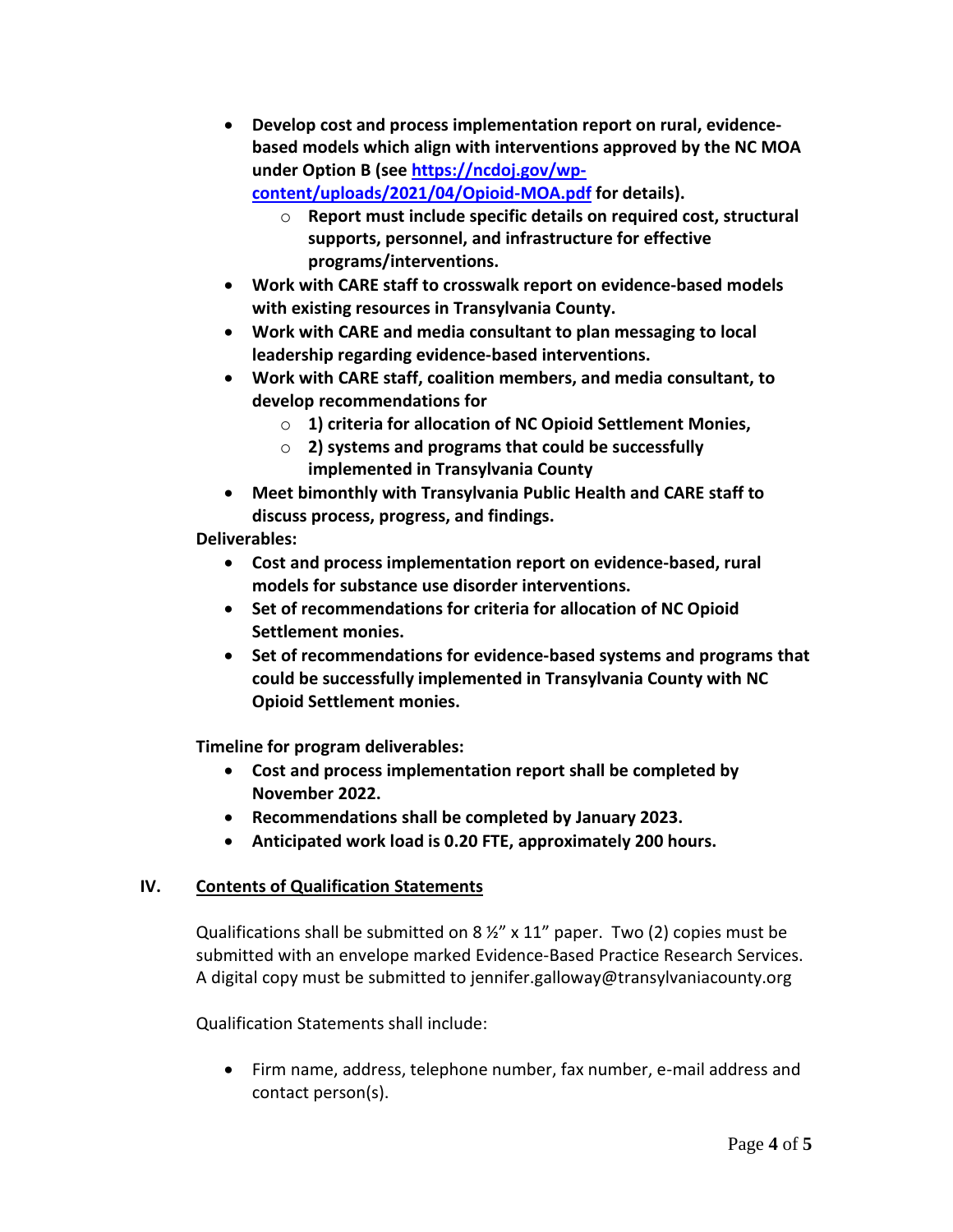- **Develop cost and process implementation report on rural, evidence-based models which align with interventions approved by the NC MOA under Option B (see [https://ncdoj.gov/wp-content/uploads/2021/04/Opioid-MOA.pdf](https://ncdoj.gov/wp-content/uploads/2021/04/Opioid-MOA.pdf) for details).**
  - **Report must include specific details on required cost, structural supports, personnel, and infrastructure for effective programs/interventions.**
- **Work with CARE staff to crosswalk report on evidence-based models with existing resources in Transylvania County.**
- **Work with CARE and media consultant to plan messaging to local leadership regarding evidence-based interventions.**
- **Work with CARE staff, coalition members, and media consultant, to develop recommendations for**
  - **1) criteria for allocation of NC Opioid Settlement Monies,**
  - **2) systems and programs that could be successfully implemented in Transylvania County**
- **Meet bimonthly with Transylvania Public Health and CARE staff to discuss process, progress, and findings.**

**Deliverables:**

- **Cost and process implementation report on evidence-based, rural models for substance use disorder interventions.**
- **Set of recommendations for criteria for allocation of NC Opioid Settlement monies.**
- **Set of recommendations for evidence-based systems and programs that could be successfully implemented in Transylvania County with NC Opioid Settlement monies.**

**Timeline for program deliverables:**

- **Cost and process implementation report shall be completed by November 2022.**
- **Recommendations shall be completed by January 2023.**
- **Anticipated work load is 0.20 FTE, approximately 200 hours.**

## IV. Contents of Qualification Statements

Qualifications shall be submitted on 8 ½" x 11" paper. Two (2) copies must be submitted with an envelope marked Evidence-Based Practice Research Services. A digital copy must be submitted to jennifer.galloway@transylvaniacounty.org

Qualification Statements shall include:

- Firm name, address, telephone number, fax number, e-mail address and contact person(s).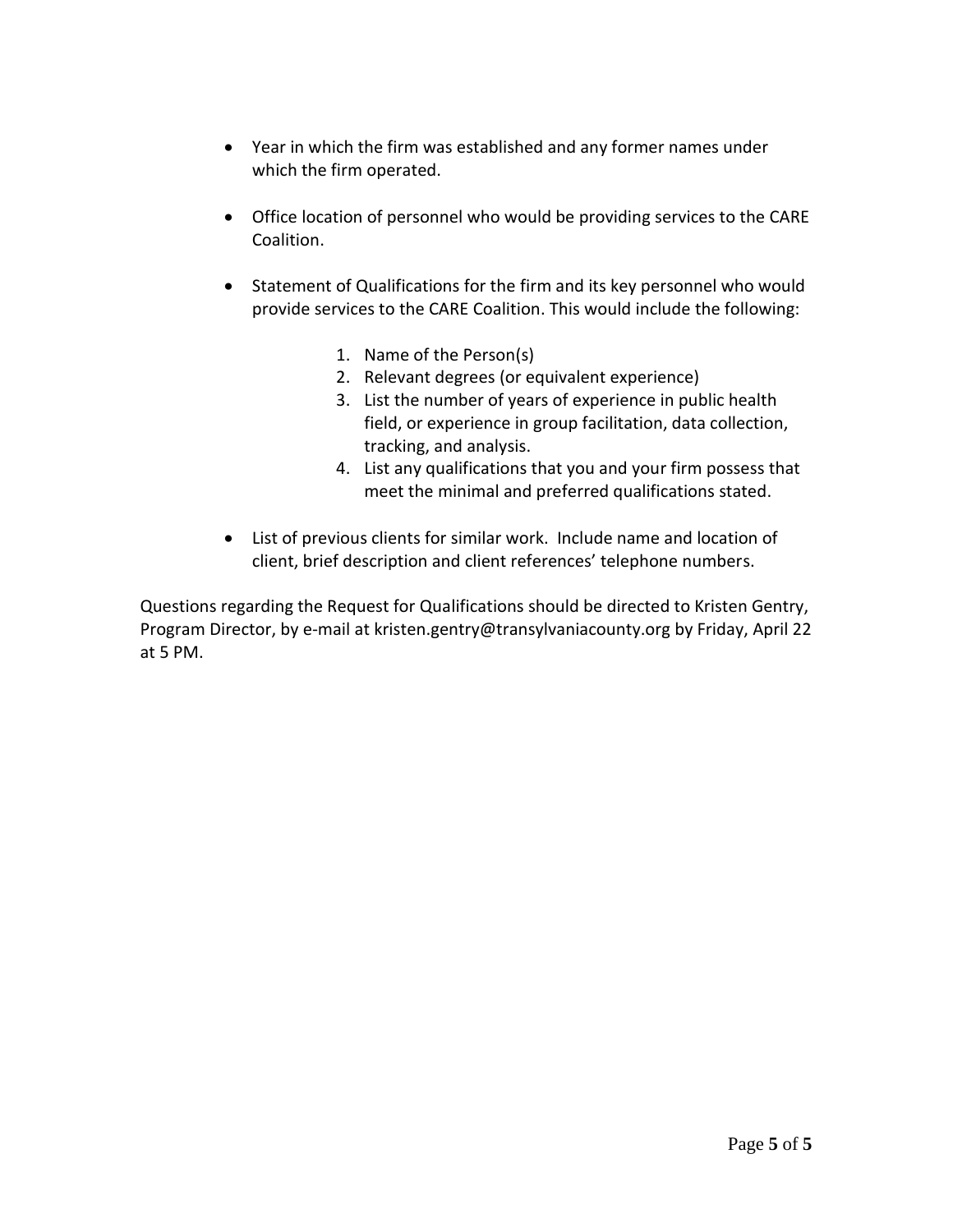- Year in which the firm was established and any former names under which the firm operated.

- Office location of personnel who would be providing services to the CARE Coalition.

- Statement of Qualifications for the firm and its key personnel who would provide services to the CARE Coalition. This would include the following:

    1. Name of the Person(s)
    2. Relevant degrees (or equivalent experience)
    3. List the number of years of experience in public health field, or experience in group facilitation, data collection, tracking, and analysis.
    4. List any qualifications that you and your firm possess that meet the minimal and preferred qualifications stated.

- List of previous clients for similar work. Include name and location of client, brief description and client references' telephone numbers.

Questions regarding the Request for Qualifications should be directed to Kristen Gentry, Program Director, by e-mail at kristen.gentry@transylvaniacounty.org by Friday, April 22 at 5 PM.